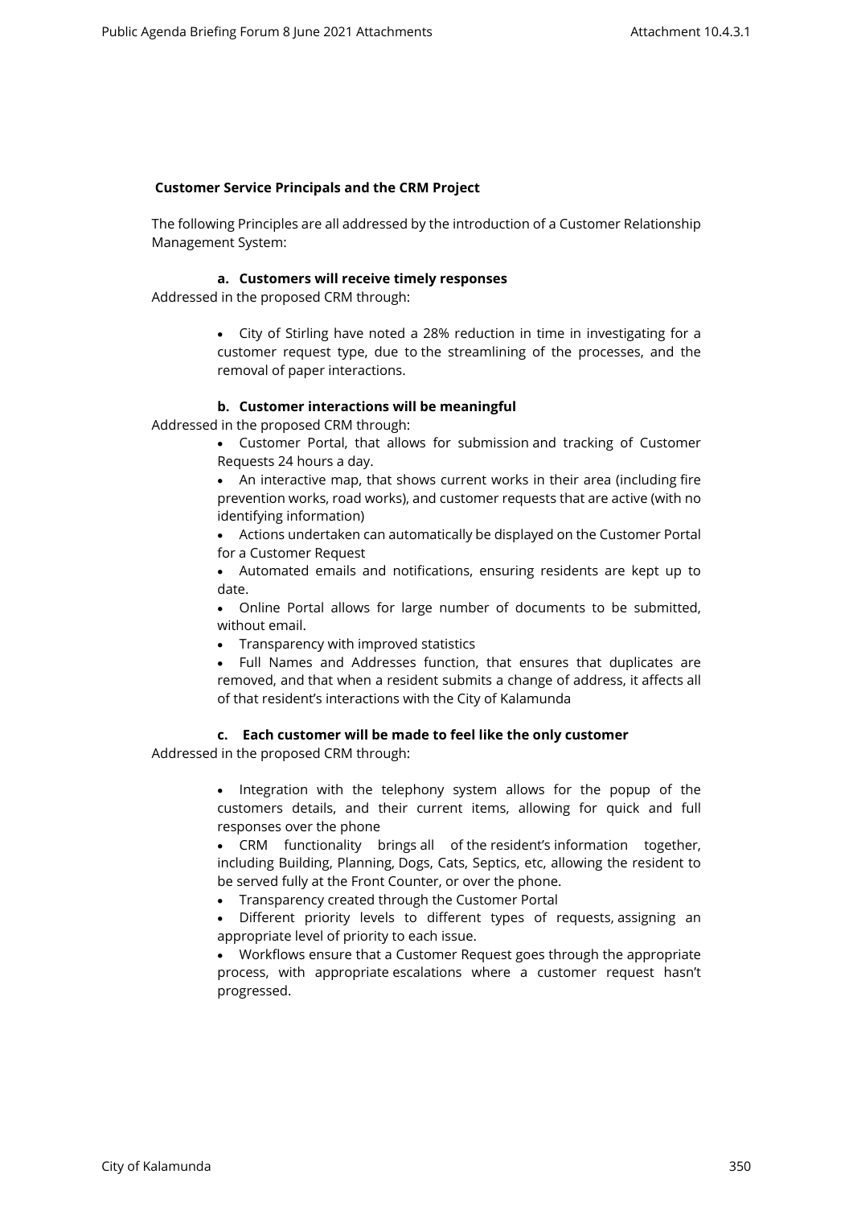**Customer Service Principals and the CRM Project**

The following Principles are all addressed by the introduction of a Customer Relationship Management System:

### a. Customers will receive timely responses

Addressed in the proposed CRM through:

- City of Stirling have noted a 28% reduction in time in investigating for a customer request type, due to the streamlining of the processes, and the removal of paper interactions.

### b. Customer interactions will be meaningful

Addressed in the proposed CRM through:

- Customer Portal, that allows for submission and tracking of Customer Requests 24 hours a day.
- An interactive map, that shows current works in their area (including fire prevention works, road works), and customer requests that are active (with no identifying information)
- Actions undertaken can automatically be displayed on the Customer Portal for a Customer Request
- Automated emails and notifications, ensuring residents are kept up to date.
- Online Portal allows for large number of documents to be submitted, without email.
- Transparency with improved statistics
- Full Names and Addresses function, that ensures that duplicates are removed, and that when a resident submits a change of address, it affects all of that resident's interactions with the City of Kalamunda

### c. Each customer will be made to feel like the only customer

Addressed in the proposed CRM through:

- Integration with the telephony system allows for the popup of the customers details, and their current items, allowing for quick and full responses over the phone
- CRM functionality brings all of the resident's information together, including Building, Planning, Dogs, Cats, Septics, etc, allowing the resident to be served fully at the Front Counter, or over the phone.
- Transparency created through the Customer Portal
- Different priority levels to different types of requests, assigning an appropriate level of priority to each issue.
- Workflows ensure that a Customer Request goes through the appropriate process, with appropriate escalations where a customer request hasn't progressed.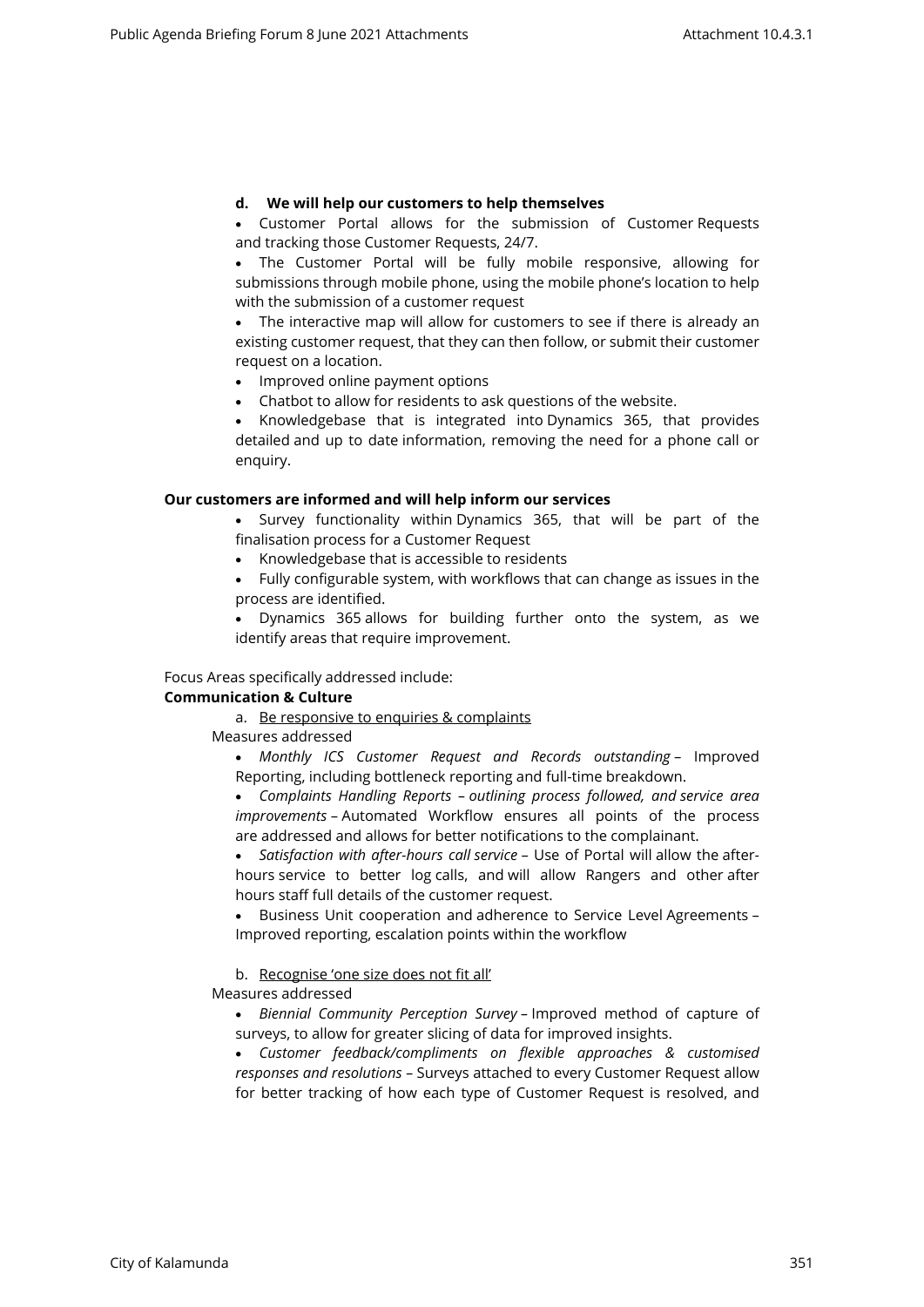**d. We will help our customers to help themselves**

- Customer Portal allows for the submission of Customer Requests and tracking those Customer Requests, 24/7.
- The Customer Portal will be fully mobile responsive, allowing for submissions through mobile phone, using the mobile phone's location to help with the submission of a customer request
- The interactive map will allow for customers to see if there is already an existing customer request, that they can then follow, or submit their customer request on a location.
- Improved online payment options
- Chatbot to allow for residents to ask questions of the website.
- Knowledgebase that is integrated into Dynamics 365, that provides detailed and up to date information, removing the need for a phone call or enquiry.

**Our customers are informed and will help inform our services**

- Survey functionality within Dynamics 365, that will be part of the finalisation process for a Customer Request
- Knowledgebase that is accessible to residents
- Fully configurable system, with workflows that can change as issues in the process are identified.
- Dynamics 365 allows for building further onto the system, as we identify areas that require improvement.

Focus Areas specifically addressed include:

**Communication & Culture**

a. Be responsive to enquiries & complaints

Measures addressed

- *Monthly ICS Customer Request and Records outstanding* – Improved Reporting, including bottleneck reporting and full-time breakdown.
- *Complaints Handling Reports – outlining process followed, and service area improvements* – Automated Workflow ensures all points of the process are addressed and allows for better notifications to the complainant.
- *Satisfaction with after-hours call service* – Use of Portal will allow the after-hours service to better log calls, and will allow Rangers and other after hours staff full details of the customer request.
- Business Unit cooperation and adherence to Service Level Agreements – Improved reporting, escalation points within the workflow

b. Recognise 'one size does not fit all'

Measures addressed

- *Biennial Community Perception Survey* – Improved method of capture of surveys, to allow for greater slicing of data for improved insights.
- *Customer feedback/compliments on flexible approaches & customised responses and resolutions* – Surveys attached to every Customer Request allow for better tracking of how each type of Customer Request is resolved, and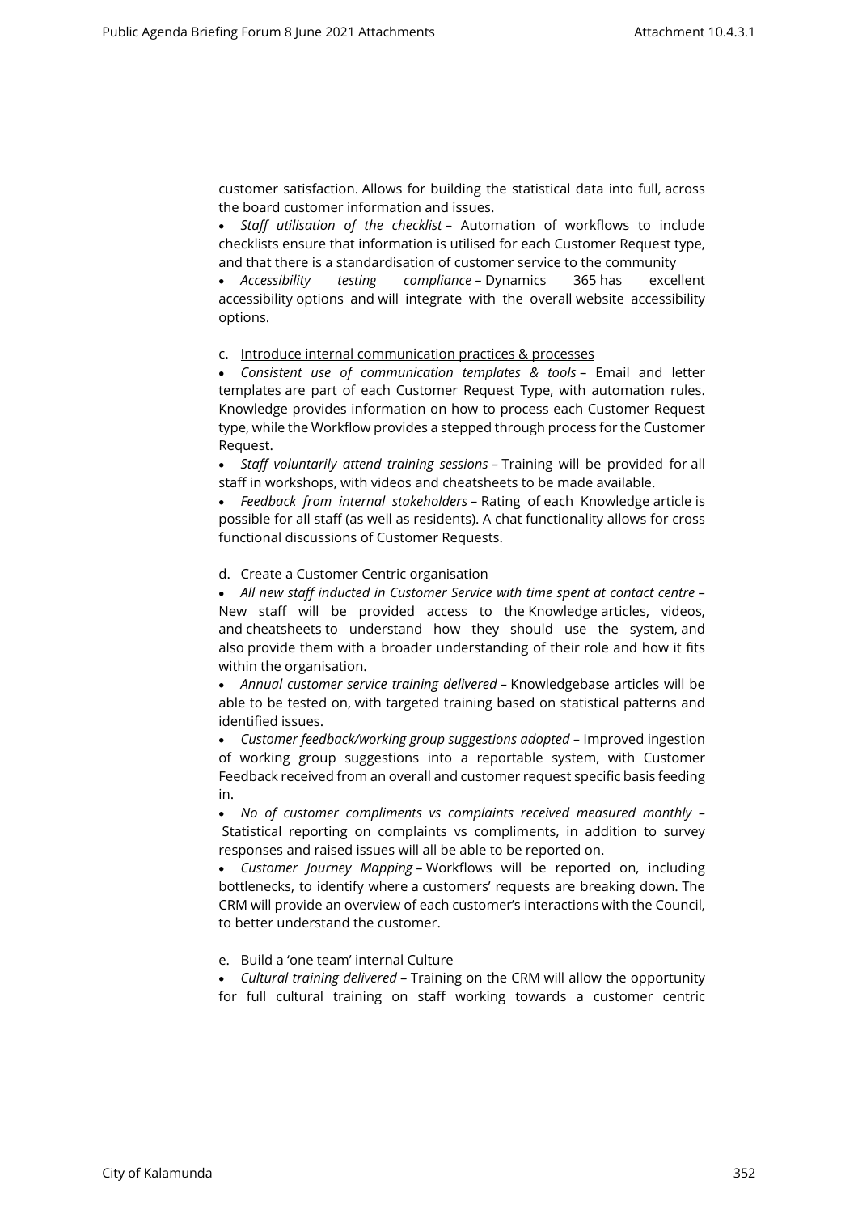customer satisfaction. Allows for building the statistical data into full, across the board customer information and issues.

- *Staff utilisation of the checklist* – Automation of workflows to include checklists ensure that information is utilised for each Customer Request type, and that there is a standardisation of customer service to the community
- *Accessibility testing compliance* – Dynamics 365 has excellent accessibility options and will integrate with the overall website accessibility options.

c. Introduce internal communication practices & processes

- *Consistent use of communication templates & tools* – Email and letter templates are part of each Customer Request Type, with automation rules. Knowledge provides information on how to process each Customer Request type, while the Workflow provides a stepped through process for the Customer Request.
- *Staff voluntarily attend training sessions* – Training will be provided for all staff in workshops, with videos and cheatsheets to be made available.
- *Feedback from internal stakeholders* – Rating of each Knowledge article is possible for all staff (as well as residents). A chat functionality allows for cross functional discussions of Customer Requests.

d. Create a Customer Centric organisation

- *All new staff inducted in Customer Service with time spent at contact centre* – New staff will be provided access to the Knowledge articles, videos, and cheatsheets to understand how they should use the system, and also provide them with a broader understanding of their role and how it fits within the organisation.
- *Annual customer service training delivered* – Knowledgebase articles will be able to be tested on, with targeted training based on statistical patterns and identified issues.
- *Customer feedback/working group suggestions adopted* – Improved ingestion of working group suggestions into a reportable system, with Customer Feedback received from an overall and customer request specific basis feeding in.
- *No of customer compliments vs complaints received measured monthly* – Statistical reporting on complaints vs compliments, in addition to survey responses and raised issues will all be able to be reported on.
- *Customer Journey Mapping* – Workflows will be reported on, including bottlenecks, to identify where a customers' requests are breaking down. The CRM will provide an overview of each customer's interactions with the Council, to better understand the customer.

e. Build a 'one team' internal Culture

- *Cultural training delivered* – Training on the CRM will allow the opportunity for full cultural training on staff working towards a customer centric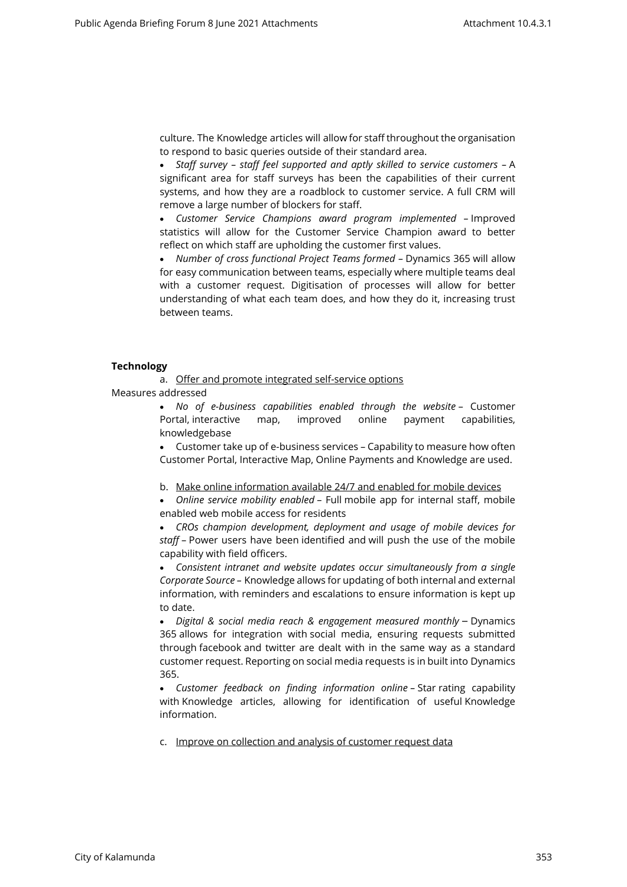culture. The Knowledge articles will allow for staff throughout the organisation to respond to basic queries outside of their standard area.

- *Staff survey – staff feel supported and aptly skilled to service customers* – A significant area for staff surveys has been the capabilities of their current systems, and how they are a roadblock to customer service. A full CRM will remove a large number of blockers for staff.
- *Customer Service Champions award program implemented* – Improved statistics will allow for the Customer Service Champion award to better reflect on which staff are upholding the customer first values.
- *Number of cross functional Project Teams formed* – Dynamics 365 will allow for easy communication between teams, especially where multiple teams deal with a customer request. Digitisation of processes will allow for better understanding of what each team does, and how they do it, increasing trust between teams.

**Technology**

a. Offer and promote integrated self-service options

Measures addressed

- *No of e-business capabilities enabled through the website* – Customer Portal, interactive map, improved online payment capabilities, knowledgebase
- Customer take up of e-business services – Capability to measure how often Customer Portal, Interactive Map, Online Payments and Knowledge are used.

b. Make online information available 24/7 and enabled for mobile devices

- *Online service mobility enabled* – Full mobile app for internal staff, mobile enabled web mobile access for residents
- *CROs champion development, deployment and usage of mobile devices for staff* – Power users have been identified and will push the use of the mobile capability with field officers.
- *Consistent intranet and website updates occur simultaneously from a single Corporate Source* – Knowledge allows for updating of both internal and external information, with reminders and escalations to ensure information is kept up to date.
- *Digital & social media reach & engagement measured monthly* – Dynamics 365 allows for integration with social media, ensuring requests submitted through facebook and twitter are dealt with in the same way as a standard customer request. Reporting on social media requests is in built into Dynamics 365.
- *Customer feedback on finding information online* – Star rating capability with Knowledge articles, allowing for identification of useful Knowledge information.

c. Improve on collection and analysis of customer request data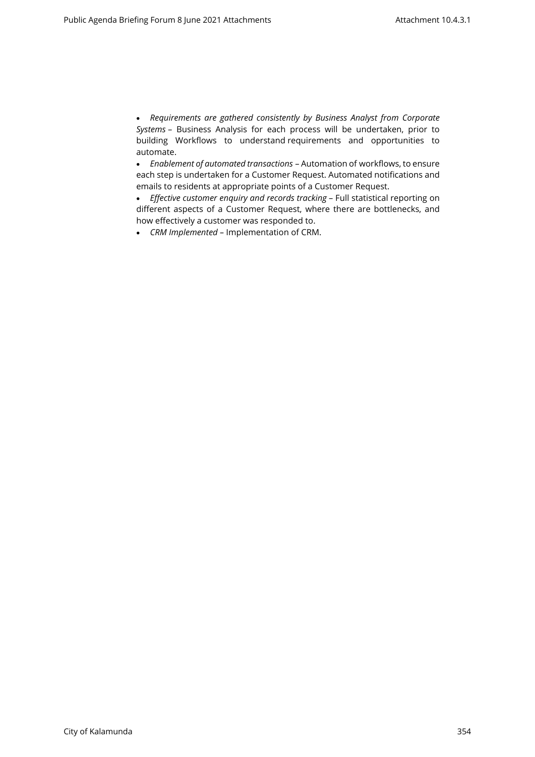- *Requirements are gathered consistently by Business Analyst from Corporate Systems* – Business Analysis for each process will be undertaken, prior to building Workflows to understand requirements and opportunities to automate.
- *Enablement of automated transactions* – Automation of workflows, to ensure each step is undertaken for a Customer Request. Automated notifications and emails to residents at appropriate points of a Customer Request.
- *Effective customer enquiry and records tracking* – Full statistical reporting on different aspects of a Customer Request, where there are bottlenecks, and how effectively a customer was responded to.
- *CRM Implemented* – Implementation of CRM.